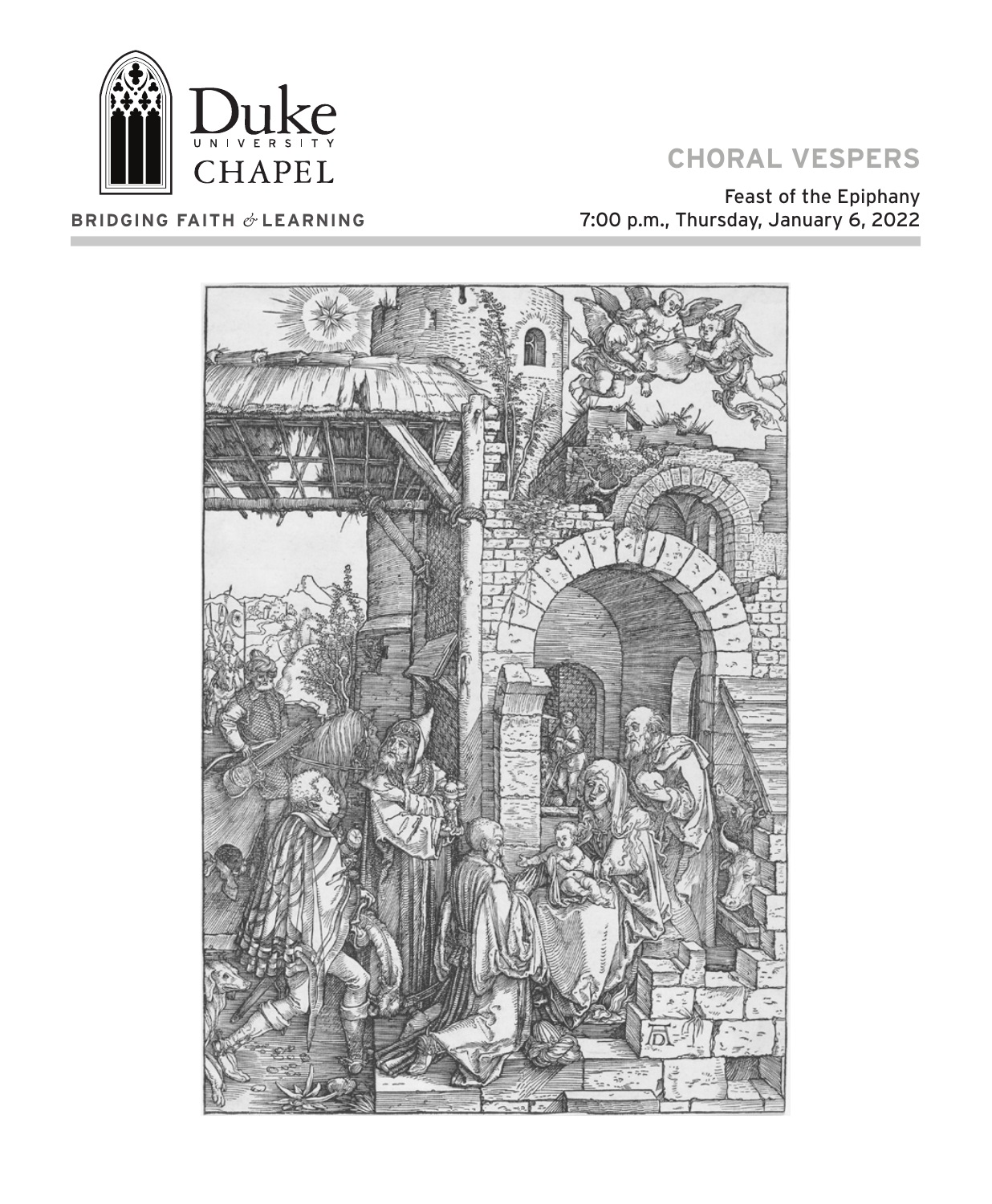Duke University Chapel

**BRIDGING FAITH & LEARNING**

# CHORAL VESPERS

Feast of the Epiphany
7:00 p.m., Thursday, January 6, 2022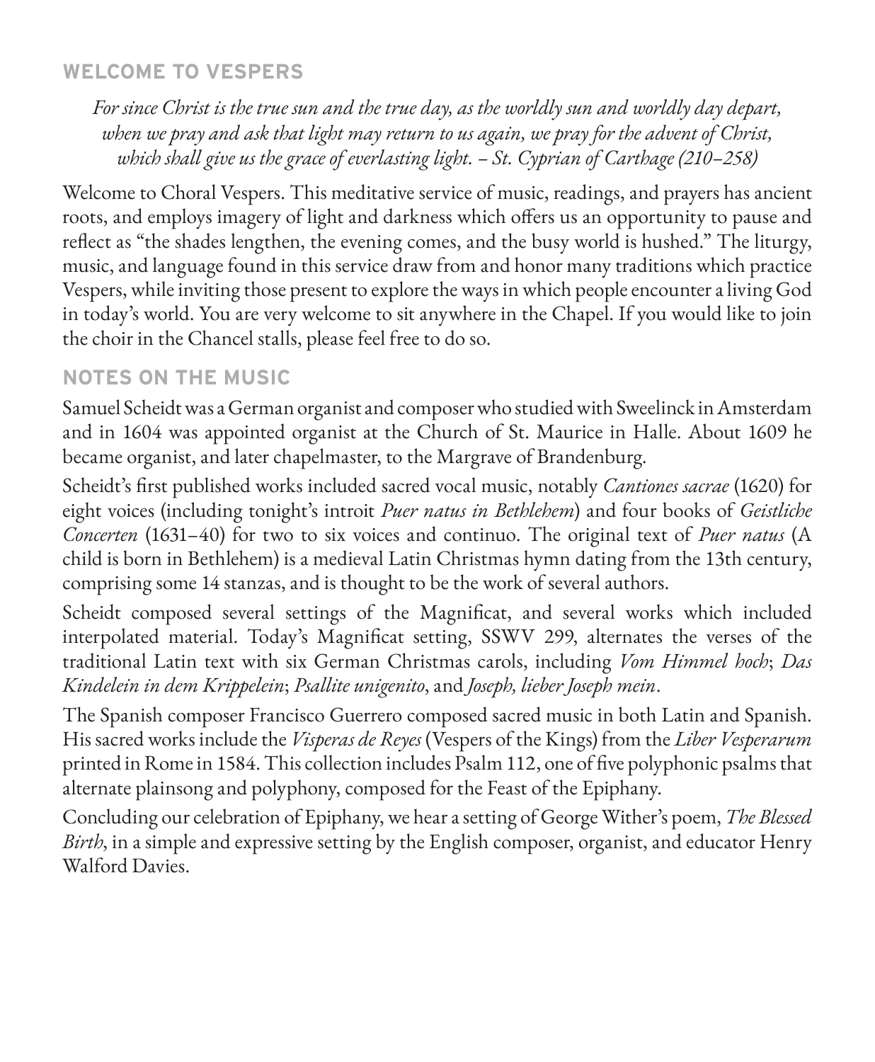## WELCOME TO VESPERS

*For since Christ is the true sun and the true day, as the worldly sun and worldly day depart, when we pray and ask that light may return to us again, we pray for the advent of Christ, which shall give us the grace of everlasting light. – St. Cyprian of Carthage (210–258)*

Welcome to Choral Vespers. This meditative service of music, readings, and prayers has ancient roots, and employs imagery of light and darkness which offers us an opportunity to pause and reflect as "the shades lengthen, the evening comes, and the busy world is hushed." The liturgy, music, and language found in this service draw from and honor many traditions which practice Vespers, while inviting those present to explore the ways in which people encounter a living God in today's world. You are very welcome to sit anywhere in the Chapel. If you would like to join the choir in the Chancel stalls, please feel free to do so.

## NOTES ON THE MUSIC

Samuel Scheidt was a German organist and composer who studied with Sweelinck in Amsterdam and in 1604 was appointed organist at the Church of St. Maurice in Halle. About 1609 he became organist, and later chapelmaster, to the Margrave of Brandenburg.

Scheidt's first published works included sacred vocal music, notably *Cantiones sacrae* (1620) for eight voices (including tonight's introit *Puer natus in Bethlehem*) and four books of *Geistliche Concerten* (1631–40) for two to six voices and continuo. The original text of *Puer natus* (A child is born in Bethlehem) is a medieval Latin Christmas hymn dating from the 13th century, comprising some 14 stanzas, and is thought to be the work of several authors.

Scheidt composed several settings of the Magnificat, and several works which included interpolated material. Today's Magnificat setting, SSWV 299, alternates the verses of the traditional Latin text with six German Christmas carols, including *Vom Himmel hoch*; *Das Kindelein in dem Krippelein*; *Psallite unigenito*, and *Joseph, lieber Joseph mein*.

The Spanish composer Francisco Guerrero composed sacred music in both Latin and Spanish. His sacred works include the *Visperas de Reyes* (Vespers of the Kings) from the *Liber Vesperarum* printed in Rome in 1584. This collection includes Psalm 112, one of five polyphonic psalms that alternate plainsong and polyphony, composed for the Feast of the Epiphany.

Concluding our celebration of Epiphany, we hear a setting of George Wither's poem, *The Blessed Birth*, in a simple and expressive setting by the English composer, organist, and educator Henry Walford Davies.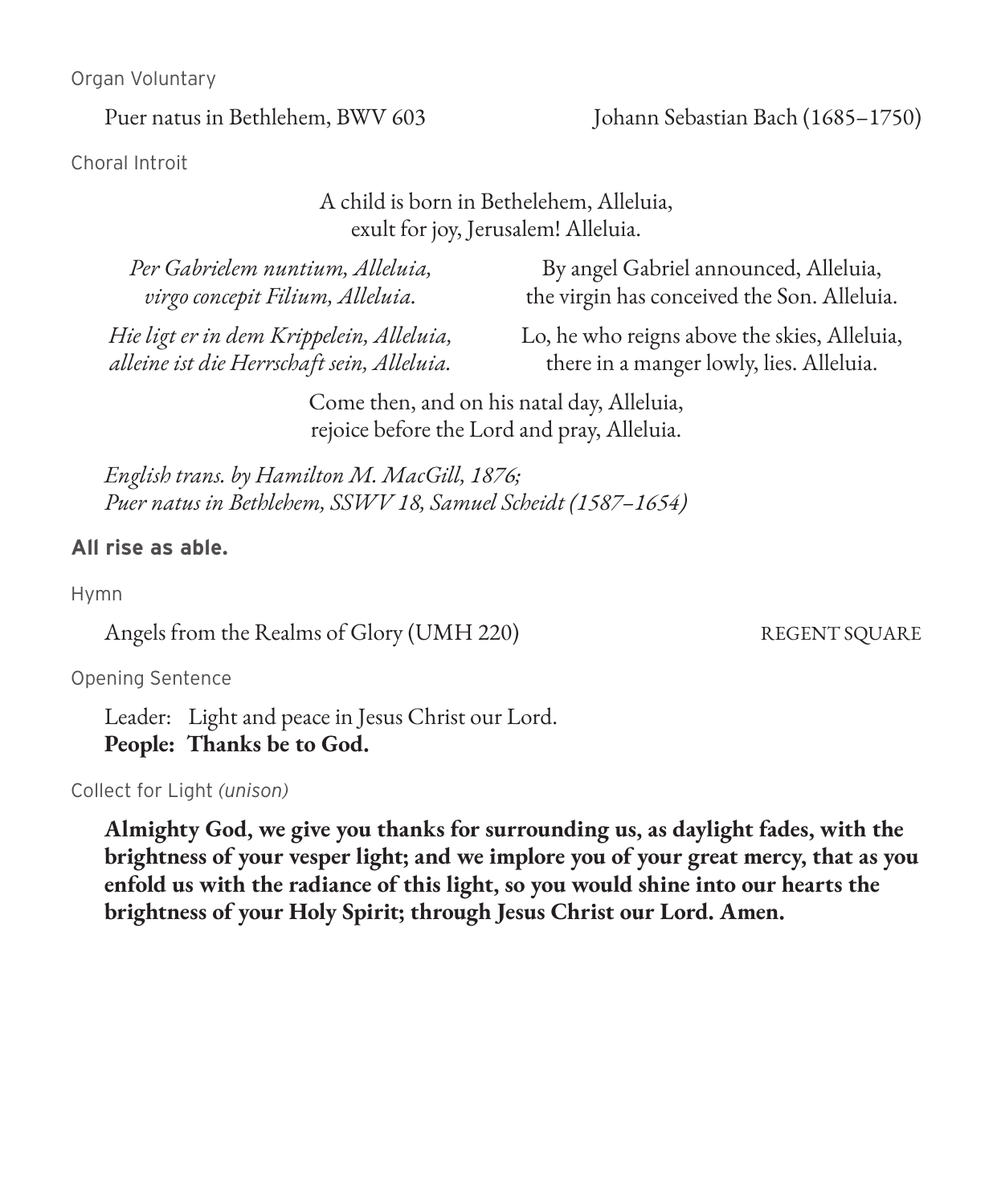Organ Voluntary

Puer natus in Bethlehem, BWV 603 — Johann Sebastian Bach (1685–1750)

Choral Introit

A child is born in Bethelehem, Alleluia,
exult for joy, Jerusalem! Alleluia.

| | |
|---|---|
| *Per Gabrielem nuntium, Alleluia,*<br>*virgo concepit Filium, Alleluia.* | By angel Gabriel announced, Alleluia,<br>the virgin has conceived the Son. Alleluia. |
| *Hie ligt er in dem Krippelein, Alleluia,*<br>*alleine ist die Herrschaft sein, Alleluia.* | Lo, he who reigns above the skies, Alleluia,<br>there in a manger lowly, lies. Alleluia. |

Come then, and on his natal day, Alleluia,
rejoice before the Lord and pray, Alleluia.

*English trans. by Hamilton M. MacGill, 1876;*
*Puer natus in Bethlehem, SSWV 18, Samuel Scheidt (1587–1654)*

**All rise as able.**

Hymn

Angels from the Realms of Glory (UMH 220) — REGENT SQUARE

Opening Sentence

Leader: Light and peace in Jesus Christ our Lord.
**People: Thanks be to God.**

Collect for Light *(unison)*

**Almighty God, we give you thanks for surrounding us, as daylight fades, with the brightness of your vesper light; and we implore you of your great mercy, that as you enfold us with the radiance of this light, so you would shine into our hearts the brightness of your Holy Spirit; through Jesus Christ our Lord. Amen.**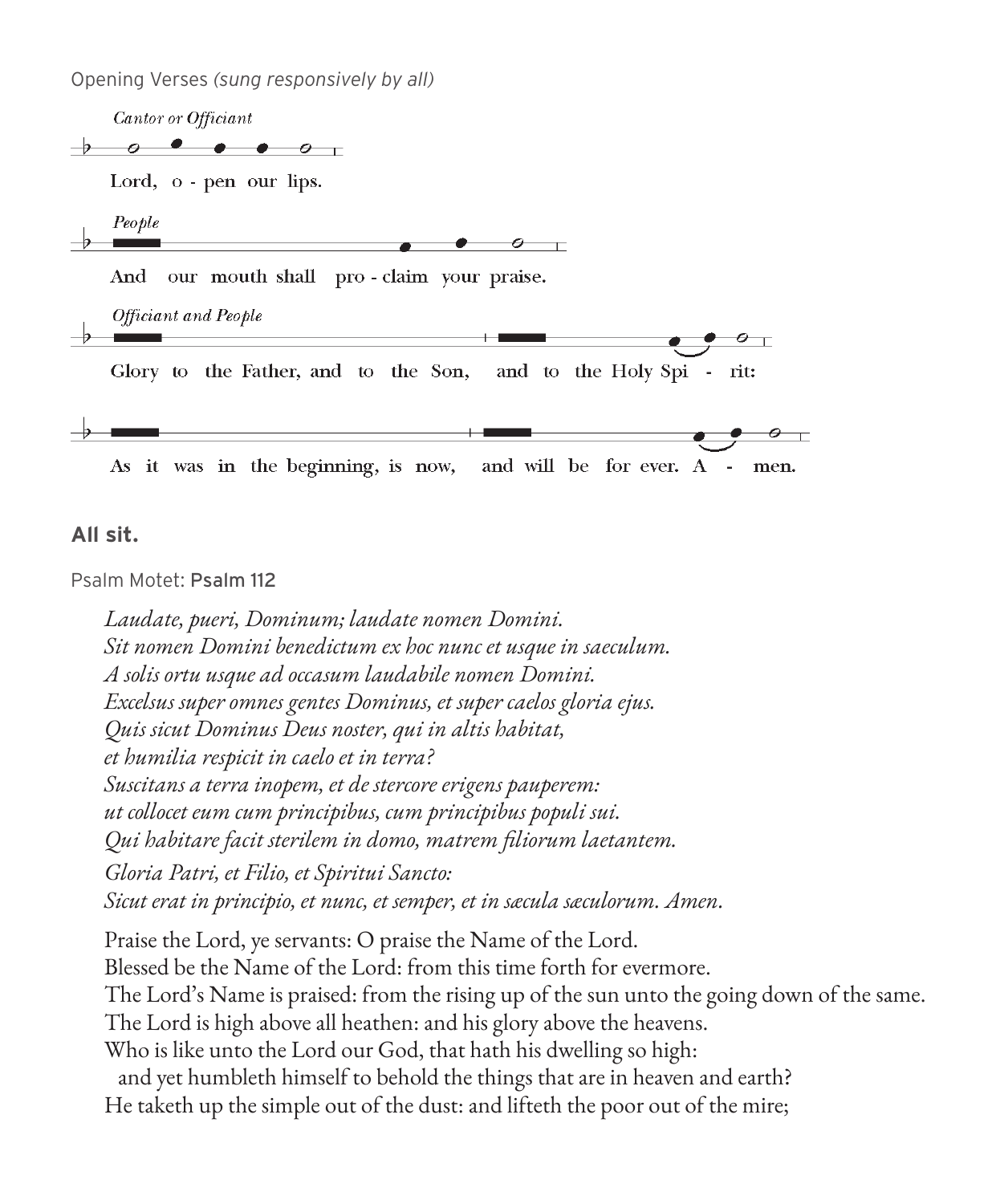Opening Verses *(sung responsively by all)*

*Cantor or Officiant*

Lord, o - pen our lips.

*People*

And our mouth shall pro - claim your praise.

*Officiant and People*

Glory to the Father, and to the Son, and to the Holy Spi - rit:

As it was in the beginning, is now, and will be for ever. A - men.

**All sit.**

Psalm Motet: Psalm 112

*Laudate, pueri, Dominum; laudate nomen Domini.*
*Sit nomen Domini benedictum ex hoc nunc et usque in saeculum.*
*A solis ortu usque ad occasum laudabile nomen Domini.*
*Excelsus super omnes gentes Dominus, et super caelos gloria ejus.*
*Quis sicut Dominus Deus noster, qui in altis habitat,*
*et humilia respicit in caelo et in terra?*
*Suscitans a terra inopem, et de stercore erigens pauperem:*
*ut collocet eum cum principibus, cum principibus populi sui.*
*Qui habitare facit sterilem in domo, matrem filiorum laetantem.*
*Gloria Patri, et Filio, et Spiritui Sancto:*
*Sicut erat in principio, et nunc, et semper, et in sæcula sæculorum. Amen.*

Praise the Lord, ye servants: O praise the Name of the Lord.
Blessed be the Name of the Lord: from this time forth for evermore.
The Lord's Name is praised: from the rising up of the sun unto the going down of the same.
The Lord is high above all heathen: and his glory above the heavens.
Who is like unto the Lord our God, that hath his dwelling so high:
  and yet humbleth himself to behold the things that are in heaven and earth?
He taketh up the simple out of the dust: and lifteth the poor out of the mire;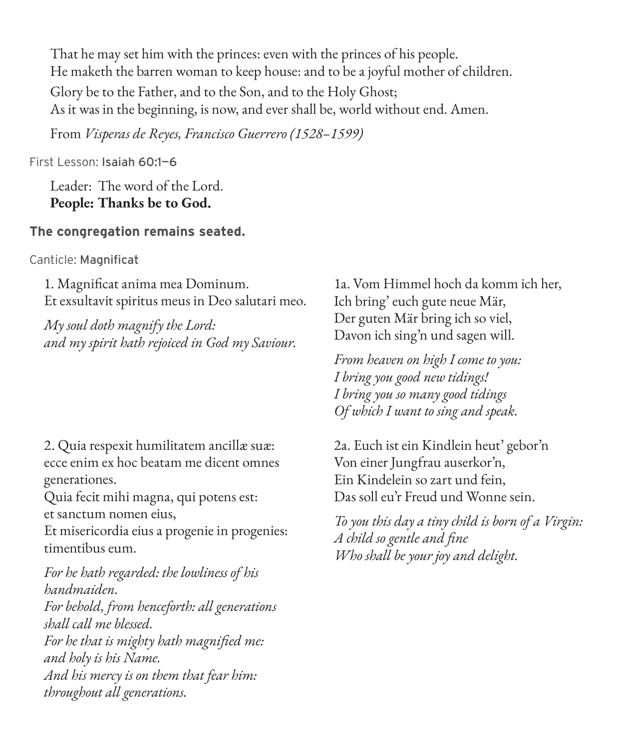That he may set him with the princes: even with the princes of his people.
He maketh the barren woman to keep house: and to be a joyful mother of children.

Glory be to the Father, and to the Son, and to the Holy Ghost;
As it was in the beginning, is now, and ever shall be, world without end. Amen.

From *Visperas de Reyes, Francisco Guerrero (1528–1599)*

First Lesson: Isaiah 60:1–6

Leader: The word of the Lord.
**People: Thanks be to God.**

**The congregation remains seated.**

Canticle: Magnificat

1. Magnificat anima mea Dominum.
Et exsultavit spiritus meus in Deo salutari meo.

*My soul doth magnify the Lord:*
*and my spirit hath rejoiced in God my Saviour.*

1a. Vom Himmel hoch da komm ich her,
Ich bring' euch gute neue Mär,
Der guten Mär bring ich so viel,
Davon ich sing'n und sagen will.

*From heaven on high I come to you:*
*I bring you good new tidings!*
*I bring you so many good tidings*
*Of which I want to sing and speak.*

2. Quia respexit humilitatem ancillæ suæ:
ecce enim ex hoc beatam me dicent omnes generationes.
Quia fecit mihi magna, qui potens est:
et sanctum nomen eius,
Et misericordia eius a progenie in progenies:
timentibus eum.

*For he hath regarded: the lowliness of his handmaiden.*
*For behold, from henceforth: all generations shall call me blessed.*
*For he that is mighty hath magnified me:*
*and holy is his Name.*
*And his mercy is on them that fear him:*
*throughout all generations.*

2a. Euch ist ein Kindlein heut' gebor'n
Von einer Jungfrau auserkor'n,
Ein Kindelein so zart und fein,
Das soll eu'r Freud und Wonne sein.

*To you this day a tiny child is born of a Virgin:*
*A child so gentle and fine*
*Who shall be your joy and delight.*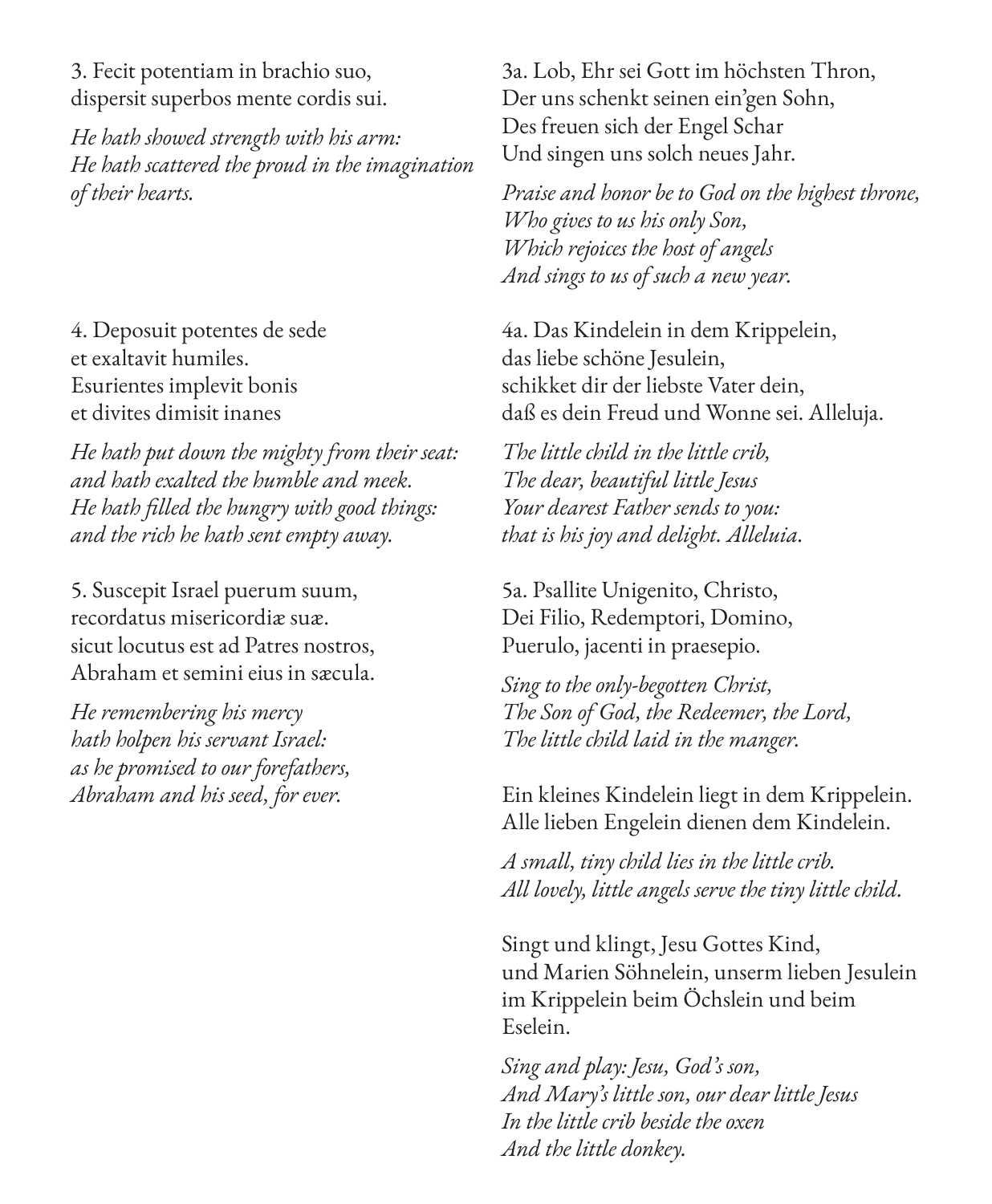3. Fecit potentiam in brachio suo,
dispersit superbos mente cordis sui.

*He hath showed strength with his arm:*
*He hath scattered the proud in the imagination of their hearts.*

3a. Lob, Ehr sei Gott im höchsten Thron,
Der uns schenkt seinen ein'gen Sohn,
Des freuen sich der Engel Schar
Und singen uns solch neues Jahr.

*Praise and honor be to God on the highest throne,*
*Who gives to us his only Son,*
*Which rejoices the host of angels*
*And sings to us of such a new year.*

4. Deposuit potentes de sede
et exaltavit humiles.
Esurientes implevit bonis
et divites dimisit inanes

*He hath put down the mighty from their seat:*
*and hath exalted the humble and meek.*
*He hath filled the hungry with good things:*
*and the rich he hath sent empty away.*

4a. Das Kindelein in dem Krippelein,
das liebe schöne Jesulein,
schikket dir der liebste Vater dein,
daß es dein Freud und Wonne sei. Alleluja.

*The little child in the little crib,*
*The dear, beautiful little Jesus*
*Your dearest Father sends to you:*
*that is his joy and delight. Alleluia.*

5. Suscepit Israel puerum suum,
recordatus misericordiæ suæ.
sicut locutus est ad Patres nostros,
Abraham et semini eius in sæcula.

*He remembering his mercy*
*hath holpen his servant Israel:*
*as he promised to our forefathers,*
*Abraham and his seed, for ever.*

5a. Psallite Unigenito, Christo,
Dei Filio, Redemptori, Domino,
Puerulo, jacenti in praesepio.

*Sing to the only-begotten Christ,*
*The Son of God, the Redeemer, the Lord,*
*The little child laid in the manger.*

Ein kleines Kindelein liegt in dem Krippelein.
Alle lieben Engelein dienen dem Kindelein.

*A small, tiny child lies in the little crib.*
*All lovely, little angels serve the tiny little child.*

Singt und klingt, Jesu Gottes Kind,
und Marien Söhnelein, unserm lieben Jesulein
im Krippelein beim Öchslein und beim
Eselein.

*Sing and play: Jesu, God's son,*
*And Mary's little son, our dear little Jesus*
*In the little crib beside the oxen*
*And the little donkey.*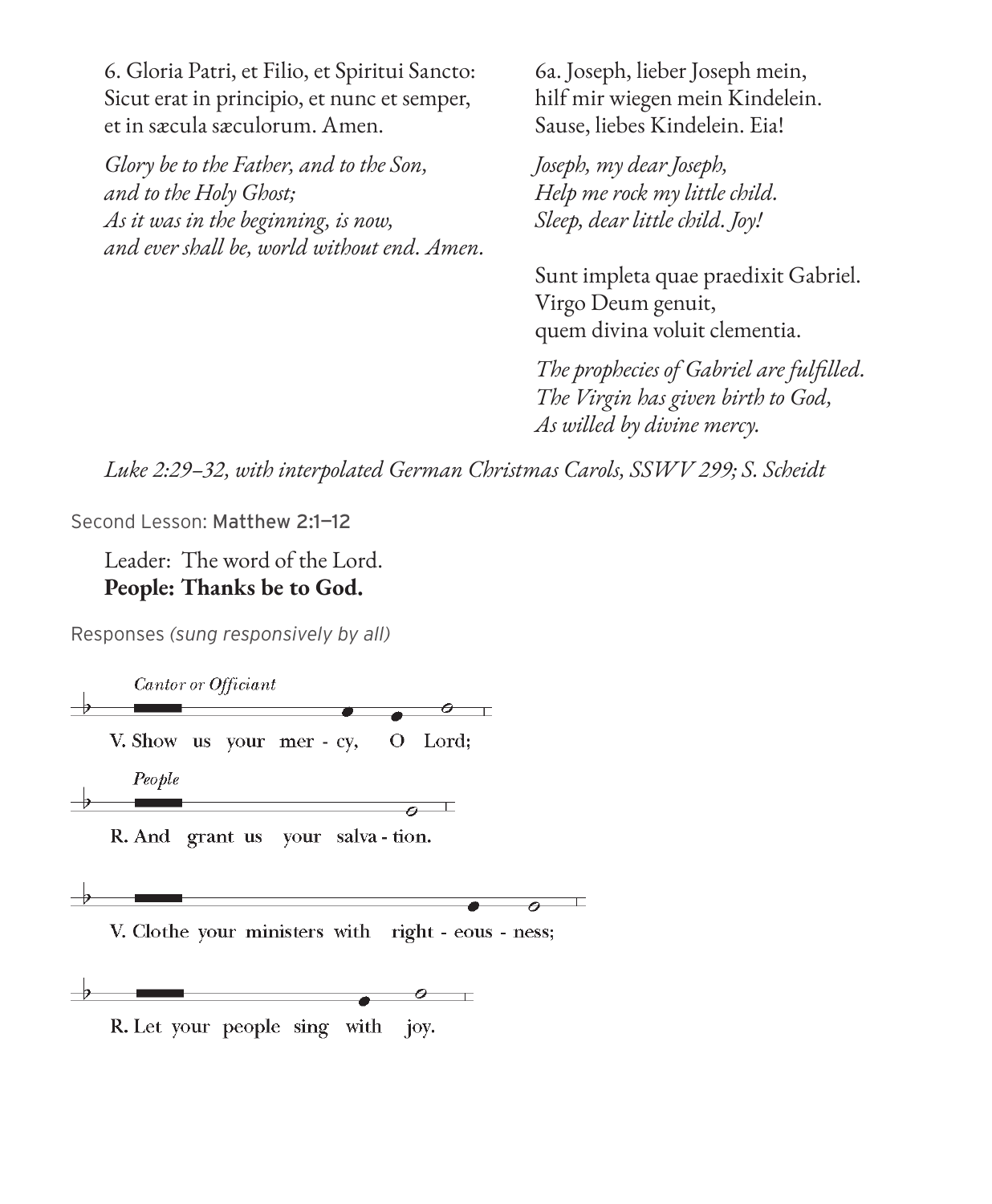6. Gloria Patri, et Filio, et Spiritui Sancto:
Sicut erat in principio, et nunc et semper,
et in sæcula sæculorum. Amen.

*Glory be to the Father, and to the Son,*
*and to the Holy Ghost;*
*As it was in the beginning, is now,*
*and ever shall be, world without end. Amen.*

6a. Joseph, lieber Joseph mein,
hilf mir wiegen mein Kindelein.
Sause, liebes Kindelein. Eia!

*Joseph, my dear Joseph,*
*Help me rock my little child.*
*Sleep, dear little child. Joy!*

Sunt impleta quae praedixit Gabriel.
Virgo Deum genuit,
quem divina voluit clementia.

*The prophecies of Gabriel are fulfilled.*
*The Virgin has given birth to God,*
*As willed by divine mercy.*

*Luke 2:29–32, with interpolated German Christmas Carols, SSWV 299; S. Scheidt*

Second Lesson: Matthew 2:1–12

Leader: The word of the Lord.
**People: Thanks be to God.**

Responses *(sung responsively by all)*

*Cantor or Officiant*

V. Show us your mer - cy, O Lord;

*People*

R. And grant us your salva - tion.

V. Clothe your ministers with right - eous - ness;

R. Let your people sing with joy.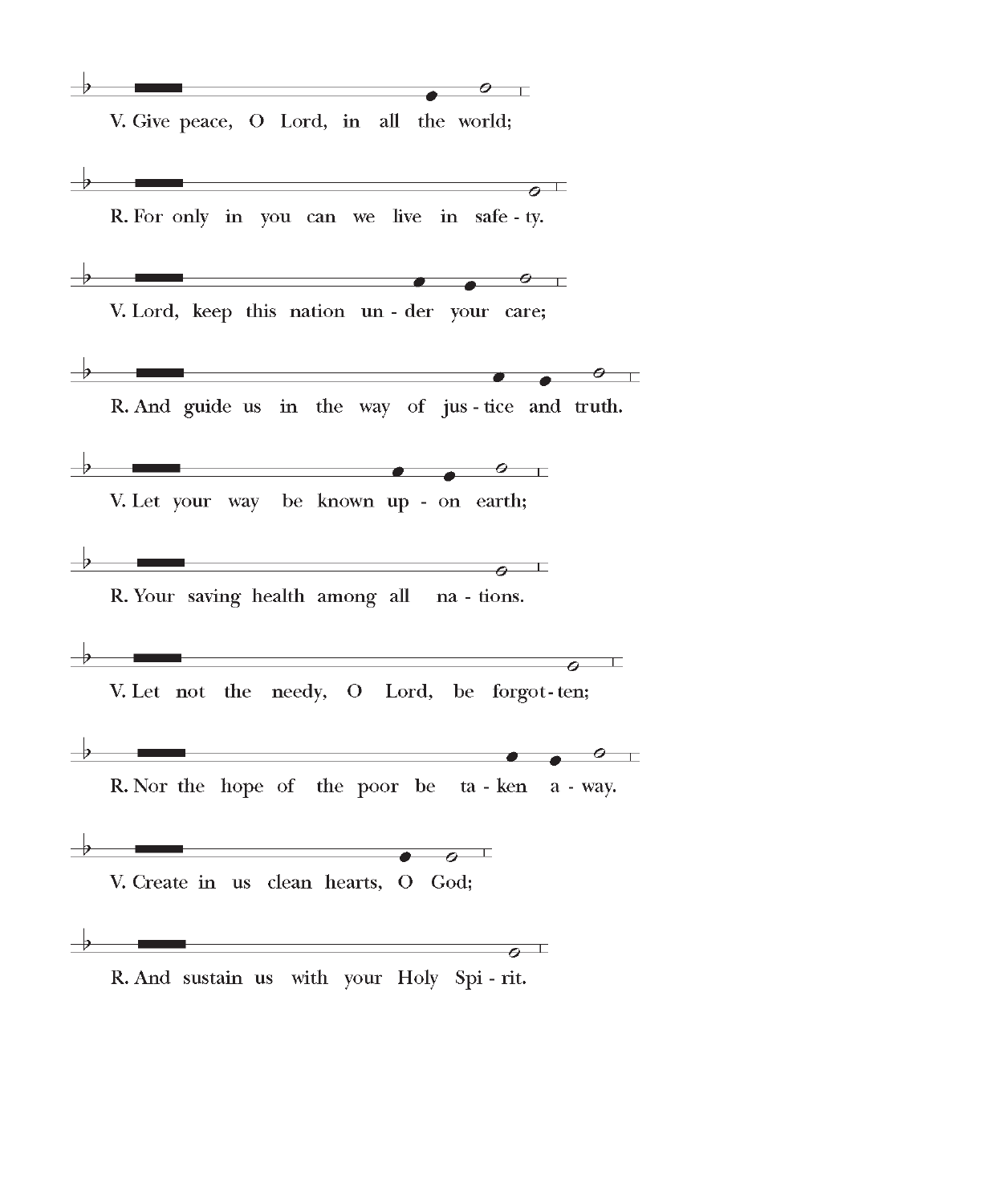V. Give peace, O Lord, in all the world;

R. For only in you can we live in safe - ty.

V. Lord, keep this nation un - der your care;

R. And guide us in the way of jus - tice and truth.

V. Let your way be known up - on earth;

R. Your saving health among all na - tions.

V. Let not the needy, O Lord, be forgot - ten;

R. Nor the hope of the poor be ta - ken a - way.

V. Create in us clean hearts, O God;

R. And sustain us with your Holy Spi - rit.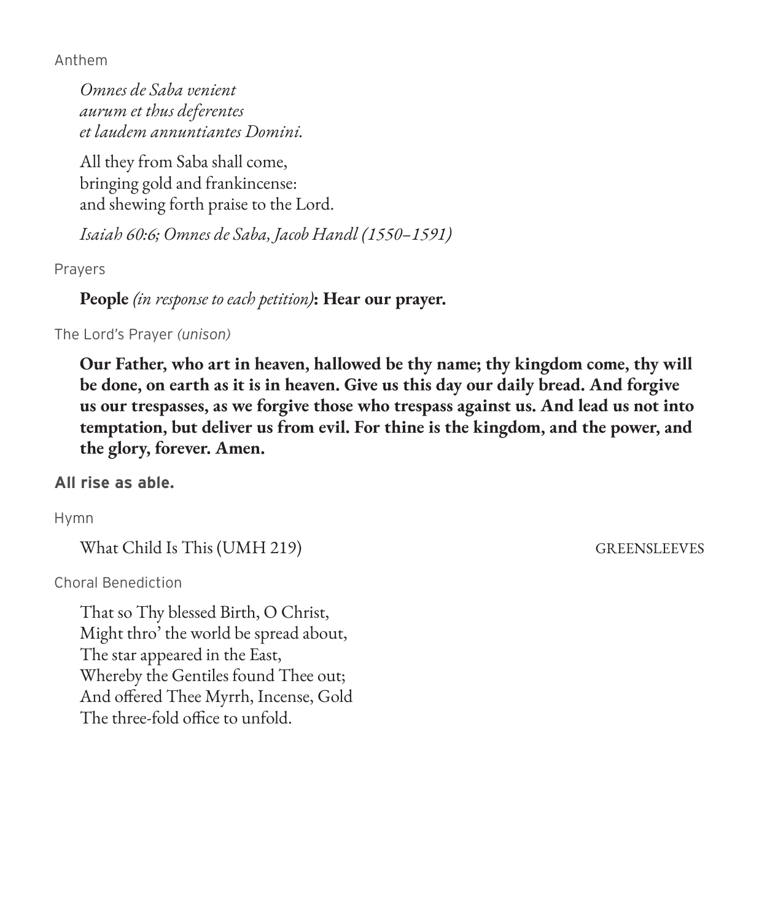Anthem

*Omnes de Saba venient*
*aurum et thus deferentes*
*et laudem annuntiantes Domini.*

All they from Saba shall come,
bringing gold and frankincense:
and shewing forth praise to the Lord.

*Isaiah 60:6; Omnes de Saba, Jacob Handl (1550–1591)*

Prayers

**People** *(in response to each petition)***: Hear our prayer.**

The Lord's Prayer *(unison)*

**Our Father, who art in heaven, hallowed be thy name; thy kingdom come, thy will be done, on earth as it is in heaven. Give us this day our daily bread. And forgive us our trespasses, as we forgive those who trespass against us. And lead us not into temptation, but deliver us from evil. For thine is the kingdom, and the power, and the glory, forever. Amen.**

**All rise as able.**

Hymn

What Child Is This (UMH 219) GREENSLEEVES

Choral Benediction

That so Thy blessed Birth, O Christ,
Might thro' the world be spread about,
The star appeared in the East,
Whereby the Gentiles found Thee out;
And offered Thee Myrrh, Incense, Gold
The three-fold office to unfold.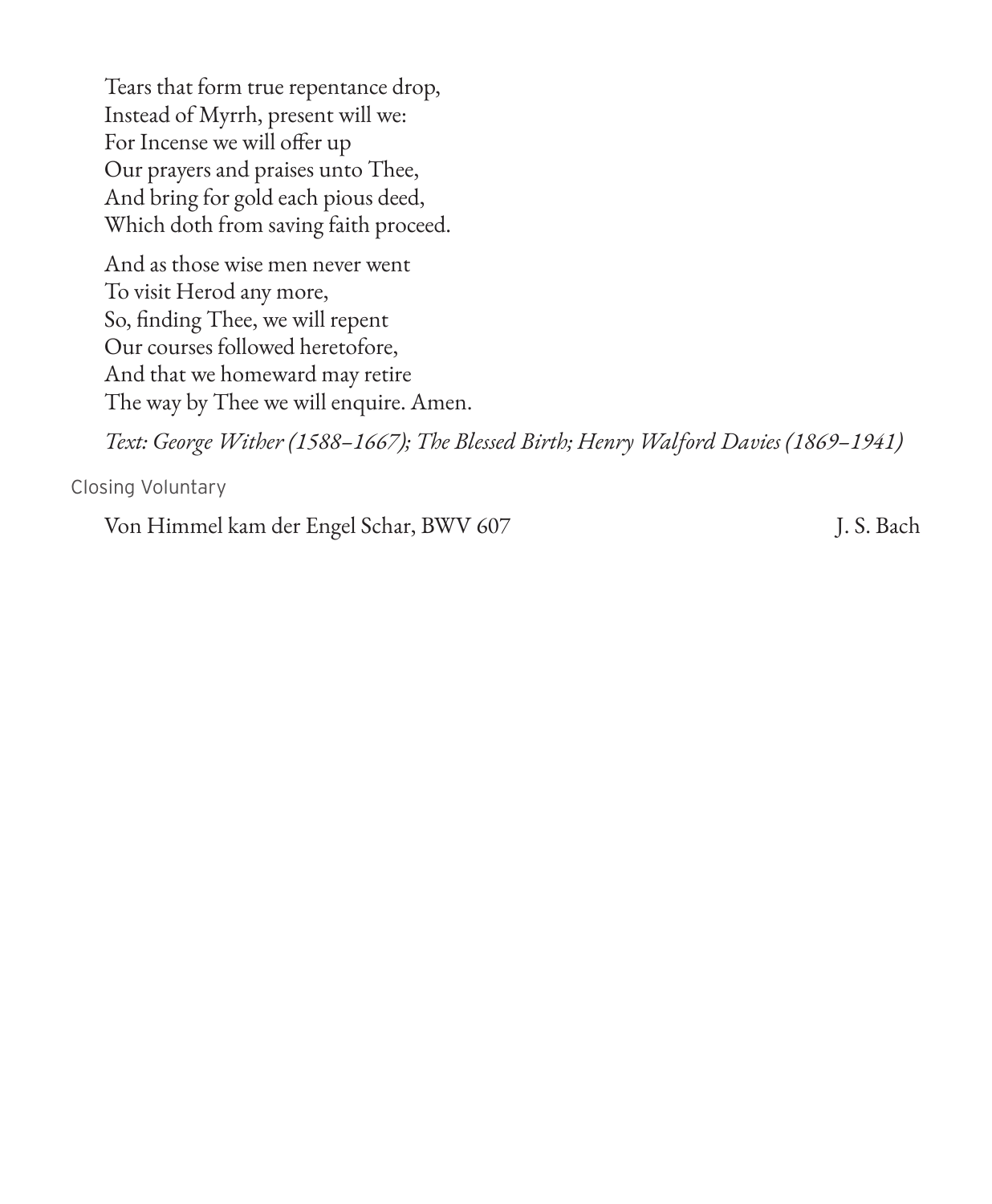Tears that form true repentance drop,
Instead of Myrrh, present will we:
For Incense we will offer up
Our prayers and praises unto Thee,
And bring for gold each pious deed,
Which doth from saving faith proceed.

And as those wise men never went
To visit Herod any more,
So, finding Thee, we will repent
Our courses followed heretofore,
And that we homeward may retire
The way by Thee we will enquire. Amen.

*Text: George Wither (1588–1667); The Blessed Birth; Henry Walford Davies (1869–1941)*

## Closing Voluntary

Von Himmel kam der Engel Schar, BWV 607 — J. S. Bach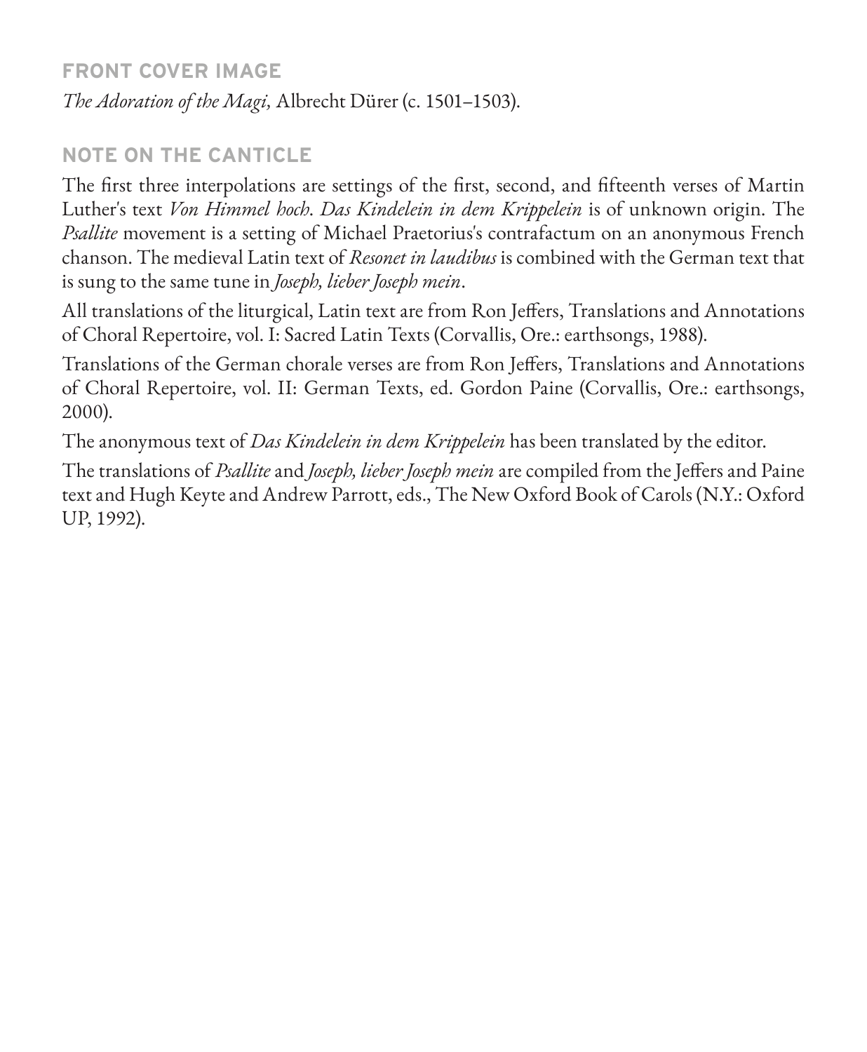## FRONT COVER IMAGE

*The Adoration of the Magi,* Albrecht Dürer (c. 1501–1503).

## NOTE ON THE CANTICLE

The first three interpolations are settings of the first, second, and fifteenth verses of Martin Luther's text *Von Himmel hoch*. *Das Kindelein in dem Krippelein* is of unknown origin. The *Psallite* movement is a setting of Michael Praetorius's contrafactum on an anonymous French chanson. The medieval Latin text of *Resonet in laudibus* is combined with the German text that is sung to the same tune in *Joseph, lieber Joseph mein*.

All translations of the liturgical, Latin text are from Ron Jeffers, Translations and Annotations of Choral Repertoire, vol. I: Sacred Latin Texts (Corvallis, Ore.: earthsongs, 1988).

Translations of the German chorale verses are from Ron Jeffers, Translations and Annotations of Choral Repertoire, vol. II: German Texts, ed. Gordon Paine (Corvallis, Ore.: earthsongs, 2000).

The anonymous text of *Das Kindelein in dem Krippelein* has been translated by the editor.

The translations of *Psallite* and *Joseph, lieber Joseph mein* are compiled from the Jeffers and Paine text and Hugh Keyte and Andrew Parrott, eds., The New Oxford Book of Carols (N.Y.: Oxford UP, 1992).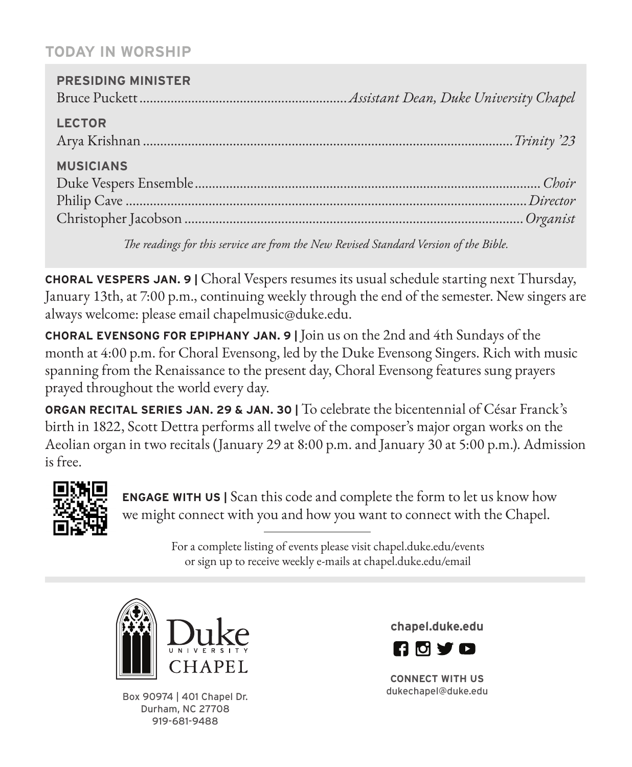## TODAY IN WORSHIP

**PRESIDING MINISTER**
Bruce Puckett ............ *Assistant Dean, Duke University Chapel*

**LECTOR**
Arya Krishnan ............ *Trinity '23*

**MUSICIANS**
Duke Vespers Ensemble ............ *Choir*
Philip Cave ............ *Director*
Christopher Jacobson ............ *Organist*

*The readings for this service are from the New Revised Standard Version of the Bible.*

**CHORAL VESPERS JAN. 9 |** Choral Vespers resumes its usual schedule starting next Thursday, January 13th, at 7:00 p.m., continuing weekly through the end of the semester. New singers are always welcome: please email chapelmusic@duke.edu.

**CHORAL EVENSONG FOR EPIPHANY JAN. 9 |** Join us on the 2nd and 4th Sundays of the month at 4:00 p.m. for Choral Evensong, led by the Duke Evensong Singers. Rich with music spanning from the Renaissance to the present day, Choral Evensong features sung prayers prayed throughout the world every day.

**ORGAN RECITAL SERIES JAN. 29 & JAN. 30 |** To celebrate the bicentennial of César Franck's birth in 1822, Scott Dettra performs all twelve of the composer's major organ works on the Aeolian organ in two recitals (January 29 at 8:00 p.m. and January 30 at 5:00 p.m.). Admission is free.

**ENGAGE WITH US |** Scan this code and complete the form to let us know how we might connect with you and how you want to connect with the Chapel.

For a complete listing of events please visit chapel.duke.edu/events or sign up to receive weekly e-mails at chapel.duke.edu/email

Duke University Chapel

Box 90974 | 401 Chapel Dr.
Durham, NC 27708
919-681-9488

**chapel.duke.edu**

**CONNECT WITH US**
dukechapel@duke.edu